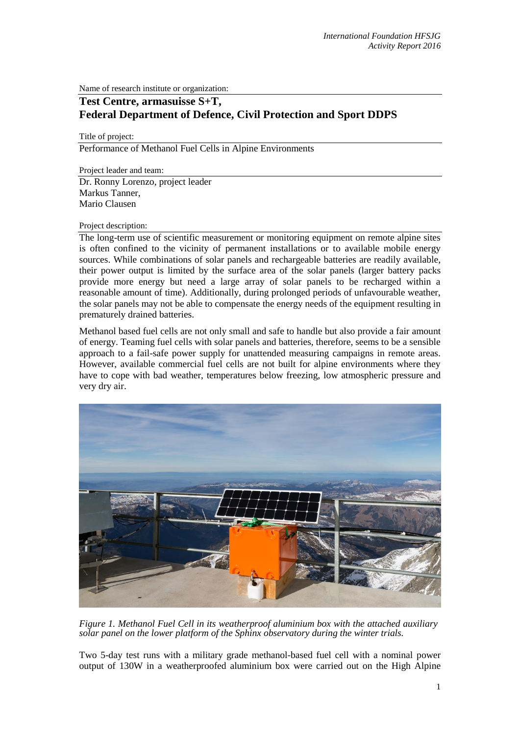Name of research institute or organization:

**Test Centre, armasuisse S+T, Federal Department of Defence, Civil Protection and Sport DDPS**

Title of project:

Performance of Methanol Fuel Cells in Alpine Environments

Project leader and team:

Dr. Ronny Lorenzo, project leader
Markus Tanner,
Mario Clausen

Project description:

The long-term use of scientific measurement or monitoring equipment on remote alpine sites is often confined to the vicinity of permanent installations or to available mobile energy sources. While combinations of solar panels and rechargeable batteries are readily available, their power output is limited by the surface area of the solar panels (larger battery packs provide more energy but need a large array of solar panels to be recharged within a reasonable amount of time). Additionally, during prolonged periods of unfavourable weather, the solar panels may not be able to compensate the energy needs of the equipment resulting in prematurely drained batteries.

Methanol based fuel cells are not only small and safe to handle but also provide a fair amount of energy. Teaming fuel cells with solar panels and batteries, therefore, seems to be a sensible approach to a fail-safe power supply for unattended measuring campaigns in remote areas. However, available commercial fuel cells are not built for alpine environments where they have to cope with bad weather, temperatures below freezing, low atmospheric pressure and very dry air.

*Figure 1. Methanol Fuel Cell in its weatherproof aluminium box with the attached auxiliary solar panel on the lower platform of the Sphinx observatory during the winter trials.*

Two 5-day test runs with a military grade methanol-based fuel cell with a nominal power output of 130W in a weatherproofed aluminium box were carried out on the High Alpine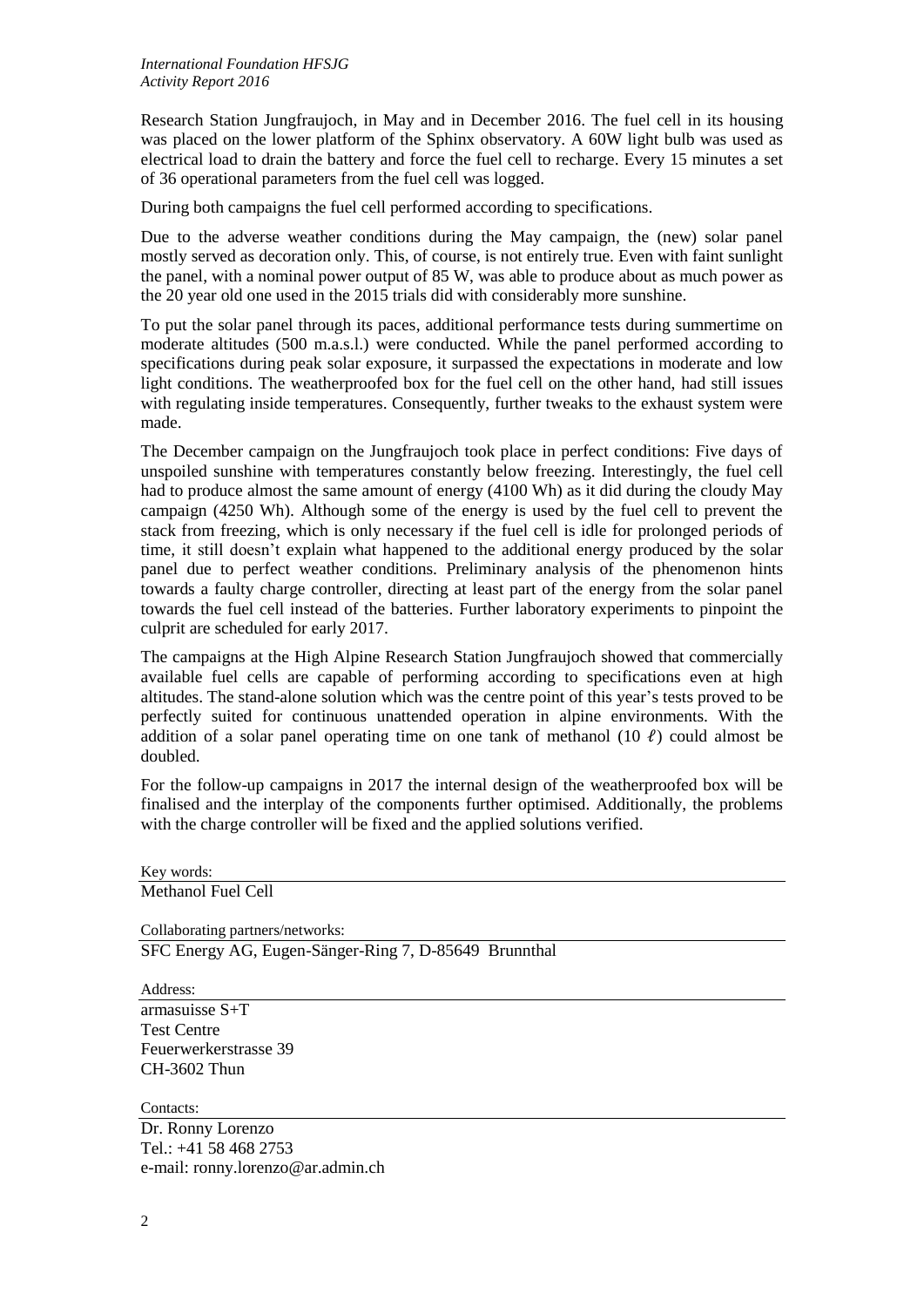Research Station Jungfraujoch, in May and in December 2016. The fuel cell in its housing was placed on the lower platform of the Sphinx observatory. A 60W light bulb was used as electrical load to drain the battery and force the fuel cell to recharge. Every 15 minutes a set of 36 operational parameters from the fuel cell was logged.

During both campaigns the fuel cell performed according to specifications.

Due to the adverse weather conditions during the May campaign, the (new) solar panel mostly served as decoration only. This, of course, is not entirely true. Even with faint sunlight the panel, with a nominal power output of 85 W, was able to produce about as much power as the 20 year old one used in the 2015 trials did with considerably more sunshine.

To put the solar panel through its paces, additional performance tests during summertime on moderate altitudes (500 m.a.s.l.) were conducted. While the panel performed according to specifications during peak solar exposure, it surpassed the expectations in moderate and low light conditions. The weatherproofed box for the fuel cell on the other hand, had still issues with regulating inside temperatures. Consequently, further tweaks to the exhaust system were made.

The December campaign on the Jungfraujoch took place in perfect conditions: Five days of unspoiled sunshine with temperatures constantly below freezing. Interestingly, the fuel cell had to produce almost the same amount of energy (4100 Wh) as it did during the cloudy May campaign (4250 Wh). Although some of the energy is used by the fuel cell to prevent the stack from freezing, which is only necessary if the fuel cell is idle for prolonged periods of time, it still doesn't explain what happened to the additional energy produced by the solar panel due to perfect weather conditions. Preliminary analysis of the phenomenon hints towards a faulty charge controller, directing at least part of the energy from the solar panel towards the fuel cell instead of the batteries. Further laboratory experiments to pinpoint the culprit are scheduled for early 2017.

The campaigns at the High Alpine Research Station Jungfraujoch showed that commercially available fuel cells are capable of performing according to specifications even at high altitudes. The stand-alone solution which was the centre point of this year's tests proved to be perfectly suited for continuous unattended operation in alpine environments. With the addition of a solar panel operating time on one tank of methanol (10 $\ell$) could almost be doubled.

For the follow-up campaigns in 2017 the internal design of the weatherproofed box will be finalised and the interplay of the components further optimised. Additionally, the problems with the charge controller will be fixed and the applied solutions verified.

Key words:

Methanol Fuel Cell

Collaborating partners/networks:

SFC Energy AG, Eugen-Sänger-Ring 7, D-85649 Brunnthal

Address:

armasuisse S+T
Test Centre
Feuerwerkerstrasse 39
CH-3602 Thun

Contacts:

Dr. Ronny Lorenzo
Tel.: +41 58 468 2753
e-mail: ronny.lorenzo@ar.admin.ch